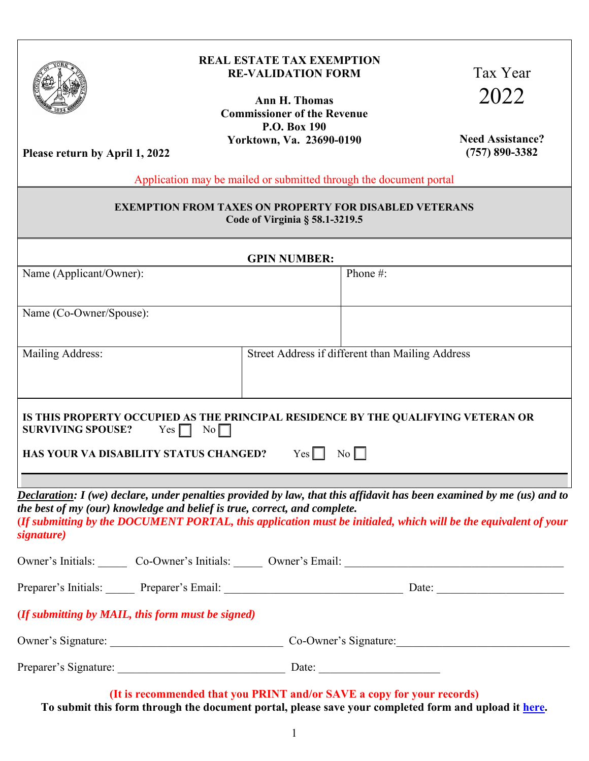# REAL ESTATE TAX EXEMPTION RE-VALIDATION FORM

**Ann H. Thomas**
**Commissioner of the Revenue**
**P.O. Box 190**
**Yorktown, Va. 23690-0190**

Tax Year
2022

**Please return by April 1, 2022**

**Need Assistance?**
**(757) 890-3382**

Application may be mailed or submitted through the document portal

## EXEMPTION FROM TAXES ON PROPERTY FOR DISABLED VETERANS
**Code of Virginia § 58.1-3219.5**

**GPIN NUMBER:**

| Name (Applicant/Owner): | Phone #: |
|---|---|
| Name (Co-Owner/Spouse): | |
| Mailing Address: | Street Address if different than Mailing Address |

**IS THIS PROPERTY OCCUPIED AS THE PRINCIPAL RESIDENCE BY THE QUALIFYING VETERAN OR SURVIVING SPOUSE?** Yes ☐ No ☐

**HAS YOUR VA DISABILITY STATUS CHANGED?** Yes ☐ No ☐

***Declaration**: I (we) declare, under penalties provided by law, that this affidavit has been examined by me (us) and to the best of my (our) knowledge and belief is true, correct, and complete.*
***(If submitting by the DOCUMENT PORTAL, this application must be initialed, which will be the equivalent of your signature)***

Owner's Initials: _____ Co-Owner's Initials: _____ Owner's Email: ______________________________________

Preparer's Initials: _____ Preparer's Email: ______________________________ Date: _____________________

***(If submitting by MAIL, this form must be signed)***

Owner's Signature: _____________________________ Co-Owner's Signature:_____________________________

Preparer's Signature: _____________________________ Date: ____________________

**(It is recommended that you PRINT and/or SAVE a copy for your records)**
**To submit this form through the document portal, please save your completed form and upload it here.**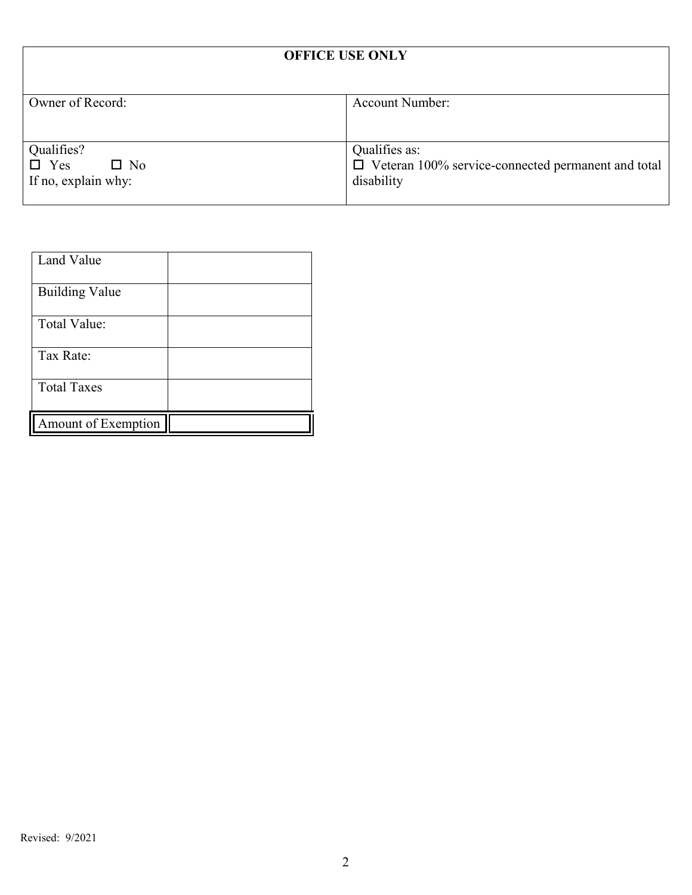| OFFICE USE ONLY | |
|---|---|
| Owner of Record: | Account Number: |
| Qualifies?<br>☐ Yes ☐ No<br>If no, explain why: | Qualifies as:<br>☐ Veteran 100% service-connected permanent and total disability |

| | |
|---|---|
| Land Value | |
| Building Value | |
| Total Value: | |
| Tax Rate: | |
| Total Taxes | |
| Amount of Exemption | |

Revised: 9/2021